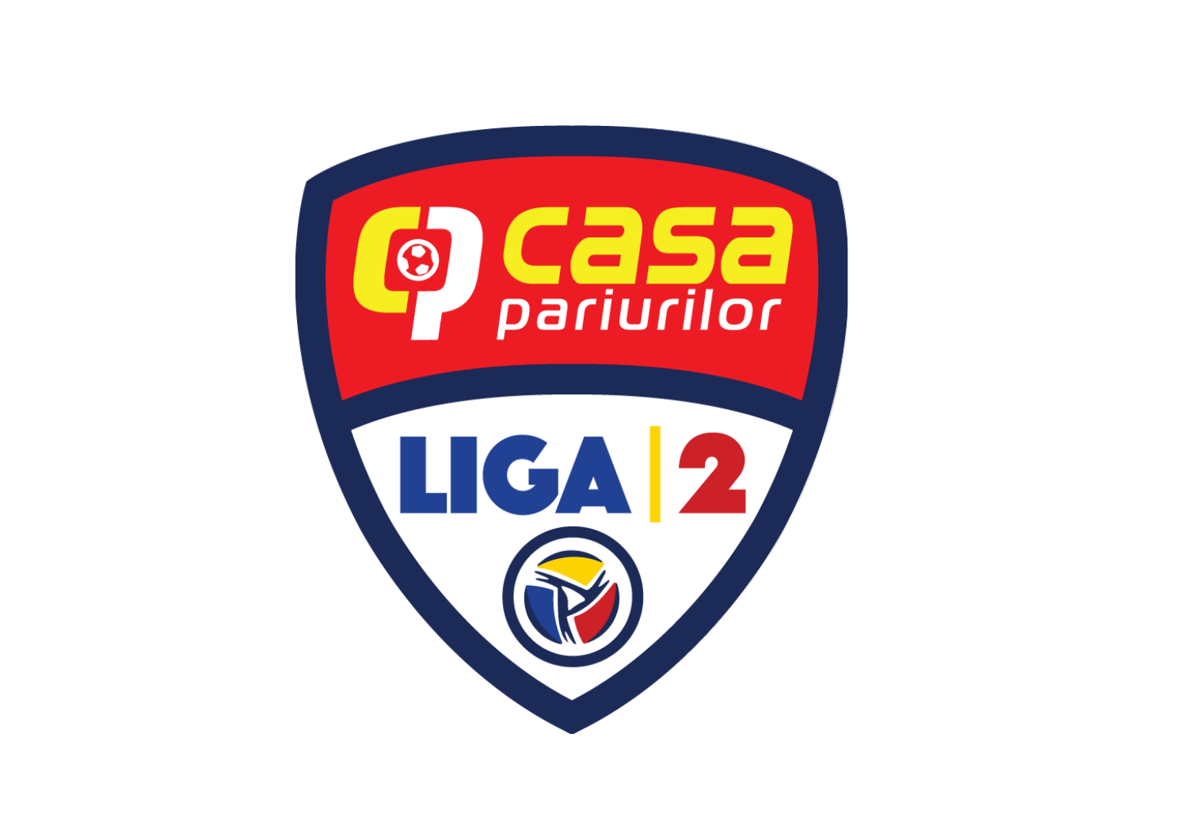casa pariurilor

LIGA | 2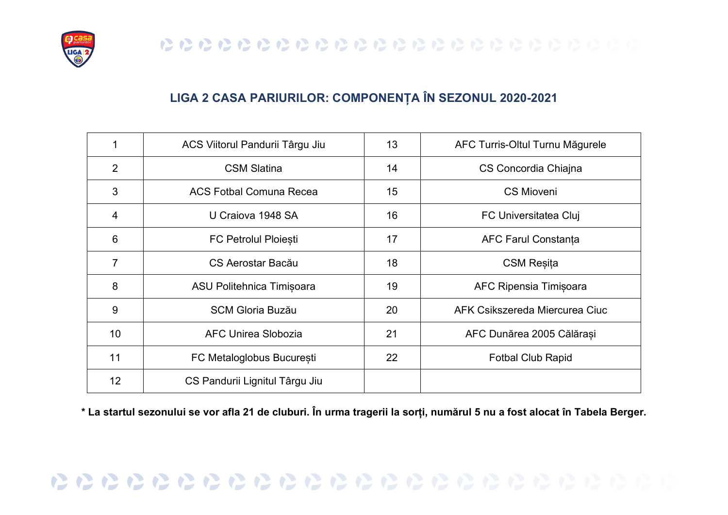## LIGA 2 CASA PARIURILOR: COMPONENȚA ÎN SEZONUL 2020-2021

| | | | |
|---|---|---|---|
| 1 | ACS Viitorul Pandurii Târgu Jiu | 13 | AFC Turris-Oltul Turnu Măgurele |
| 2 | CSM Slatina | 14 | CS Concordia Chiajna |
| 3 | ACS Fotbal Comuna Recea | 15 | CS Mioveni |
| 4 | U Craiova 1948 SA | 16 | FC Universitatea Cluj |
| 6 | FC Petrolul Ploiești | 17 | AFC Farul Constanța |
| 7 | CS Aerostar Bacău | 18 | CSM Reșița |
| 8 | ASU Politehnica Timișoara | 19 | AFC Ripensia Timișoara |
| 9 | SCM Gloria Buzău | 20 | AFK Csikszereda Miercurea Ciuc |
| 10 | AFC Unirea Slobozia | 21 | AFC Dunărea 2005 Călărași |
| 11 | FC Metaloglobus București | 22 | Fotbal Club Rapid |
| 12 | CS Pandurii Lignitul Târgu Jiu | | |

**\* La startul sezonului se vor afla 21 de cluburi. În urma tragerii la sorți, numărul 5 nu a fost alocat în Tabela Berger.**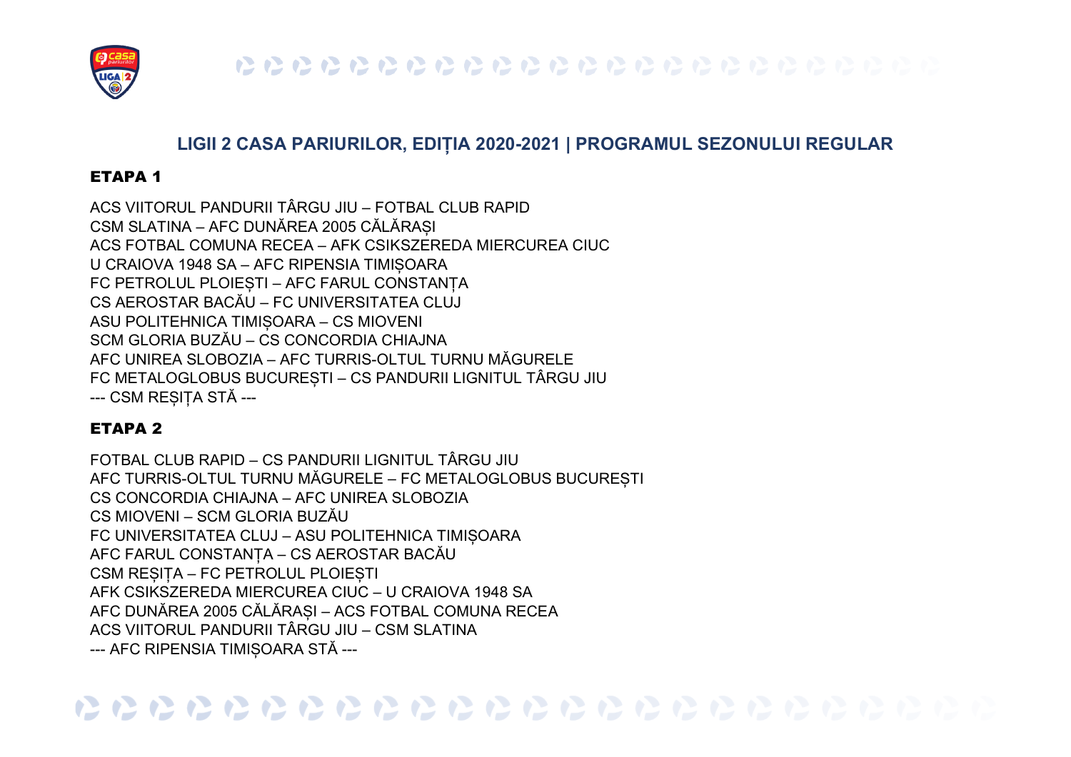## LIGII 2 CASA PARIURILOR, EDIȚIA 2020-2021 | PROGRAMUL SEZONULUI REGULAR

### ETAPA 1

ACS VIITORUL PANDURII TÂRGU JIU – FOTBAL CLUB RAPID
CSM SLATINA – AFC DUNĂREA 2005 CĂLĂRAȘI
ACS FOTBAL COMUNA RECEA – AFK CSIKSZEREDA MIERCUREA CIUC
U CRAIOVA 1948 SA – AFC RIPENSIA TIMIȘOARA
FC PETROLUL PLOIEȘTI – AFC FARUL CONSTANȚA
CS AEROSTAR BACĂU – FC UNIVERSITATEA CLUJ
ASU POLITEHNICA TIMIȘOARA – CS MIOVENI
SCM GLORIA BUZĂU – CS CONCORDIA CHIAJNA
AFC UNIREA SLOBOZIA – AFC TURRIS-OLTUL TURNU MĂGURELE
FC METALOGLOBUS BUCUREȘTI – CS PANDURII LIGNITUL TÂRGU JIU
--- CSM REȘIȚA STĂ ---

### ETAPA 2

FOTBAL CLUB RAPID – CS PANDURII LIGNITUL TÂRGU JIU
AFC TURRIS-OLTUL TURNU MĂGURELE – FC METALOGLOBUS BUCUREȘTI
CS CONCORDIA CHIAJNA – AFC UNIREA SLOBOZIA
CS MIOVENI – SCM GLORIA BUZĂU
FC UNIVERSITATEA CLUJ – ASU POLITEHNICA TIMIȘOARA
AFC FARUL CONSTANȚA – CS AEROSTAR BACĂU
CSM REȘIȚA – FC PETROLUL PLOIEȘTI
AFK CSIKSZEREDA MIERCUREA CIUC – U CRAIOVA 1948 SA
AFC DUNĂREA 2005 CĂLĂRAȘI – ACS FOTBAL COMUNA RECEA
ACS VIITORUL PANDURII TÂRGU JIU – CSM SLATINA
--- AFC RIPENSIA TIMIȘOARA STĂ ---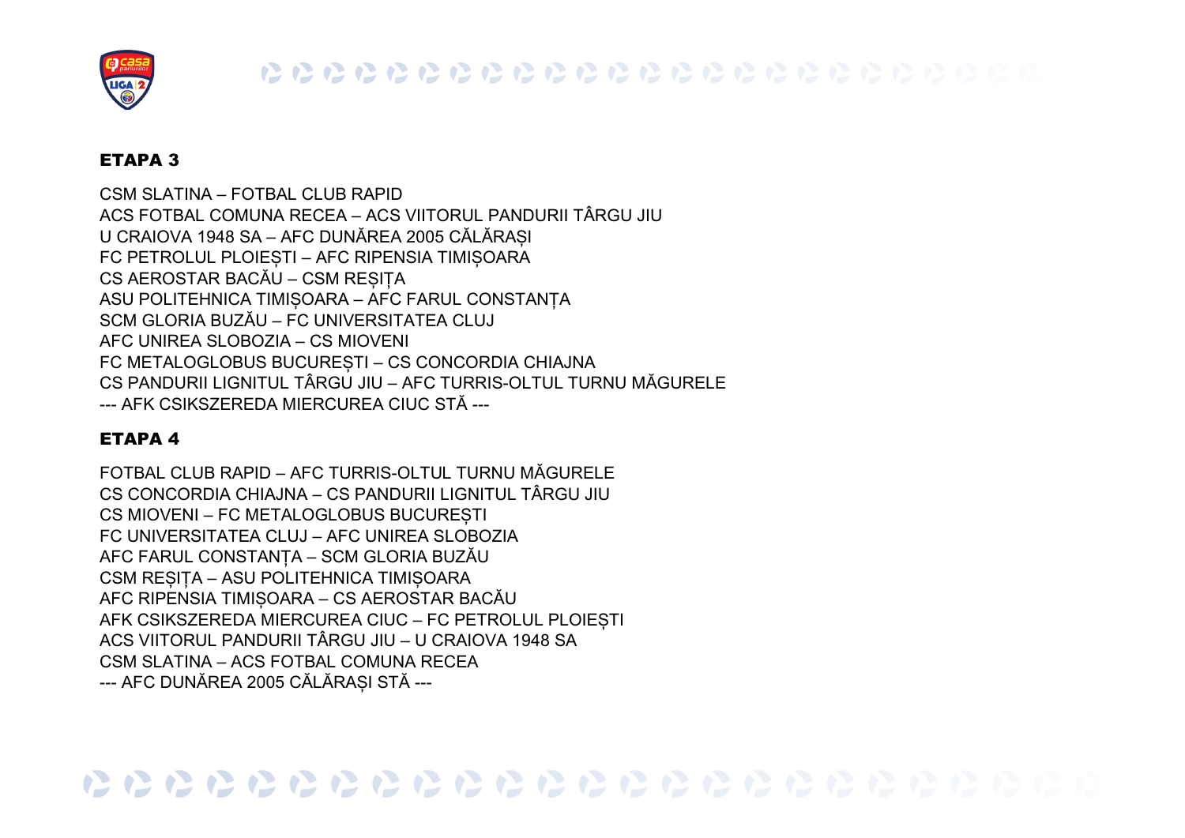### ETAPA 3

CSM SLATINA – FOTBAL CLUB RAPID
ACS FOTBAL COMUNA RECEA – ACS VIITORUL PANDURII TÂRGU JIU
U CRAIOVA 1948 SA – AFC DUNĂREA 2005 CĂLĂRAȘI
FC PETROLUL PLOIEȘTI – AFC RIPENSIA TIMIȘOARA
CS AEROSTAR BACĂU – CSM REȘIȚA
ASU POLITEHNICA TIMIȘOARA – AFC FARUL CONSTANȚA
SCM GLORIA BUZĂU – FC UNIVERSITATEA CLUJ
AFC UNIREA SLOBOZIA – CS MIOVENI
FC METALOGLOBUS BUCUREȘTI – CS CONCORDIA CHIAJNA
CS PANDURII LIGNITUL TÂRGU JIU – AFC TURRIS-OLTUL TURNU MĂGURELE
--- AFK CSIKSZEREDA MIERCUREA CIUC STĂ ---

### ETAPA 4

FOTBAL CLUB RAPID – AFC TURRIS-OLTUL TURNU MĂGURELE
CS CONCORDIA CHIAJNA – CS PANDURII LIGNITUL TÂRGU JIU
CS MIOVENI – FC METALOGLOBUS BUCUREȘTI
FC UNIVERSITATEA CLUJ – AFC UNIREA SLOBOZIA
AFC FARUL CONSTANȚA – SCM GLORIA BUZĂU
CSM REȘIȚA – ASU POLITEHNICA TIMIȘOARA
AFC RIPENSIA TIMIȘOARA – CS AEROSTAR BACĂU
AFK CSIKSZEREDA MIERCUREA CIUC – FC PETROLUL PLOIEȘTI
ACS VIITORUL PANDURII TÂRGU JIU – U CRAIOVA 1948 SA
CSM SLATINA – ACS FOTBAL COMUNA RECEA
--- AFC DUNĂREA 2005 CĂLĂRAȘI STĂ ---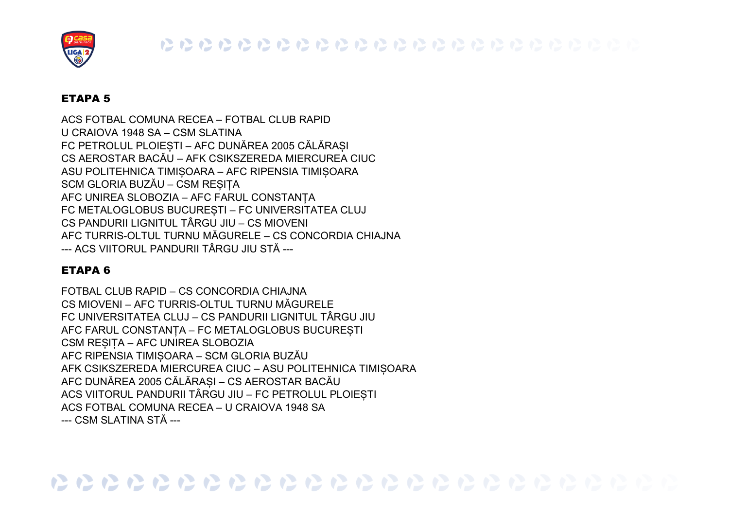## ETAPA 5

ACS FOTBAL COMUNA RECEA – FOTBAL CLUB RAPID
U CRAIOVA 1948 SA – CSM SLATINA
FC PETROLUL PLOIEȘTI – AFC DUNĂREA 2005 CĂLĂRAȘI
CS AEROSTAR BACĂU – AFK CSIKSZEREDA MIERCUREA CIUC
ASU POLITEHNICA TIMIȘOARA – AFC RIPENSIA TIMIȘOARA
SCM GLORIA BUZĂU – CSM REȘIȚA
AFC UNIREA SLOBOZIA – AFC FARUL CONSTANȚA
FC METALOGLOBUS BUCUREȘTI – FC UNIVERSITATEA CLUJ
CS PANDURII LIGNITUL TÂRGU JIU – CS MIOVENI
AFC TURRIS-OLTUL TURNU MĂGURELE – CS CONCORDIA CHIAJNA
--- ACS VIITORUL PANDURII TÂRGU JIU STĂ ---

## ETAPA 6

FOTBAL CLUB RAPID – CS CONCORDIA CHIAJNA
CS MIOVENI – AFC TURRIS-OLTUL TURNU MĂGURELE
FC UNIVERSITATEA CLUJ – CS PANDURII LIGNITUL TÂRGU JIU
AFC FARUL CONSTANȚA – FC METALOGLOBUS BUCUREȘTI
CSM REȘIȚA – AFC UNIREA SLOBOZIA
AFC RIPENSIA TIMIȘOARA – SCM GLORIA BUZĂU
AFK CSIKSZEREDA MIERCUREA CIUC – ASU POLITEHNICA TIMIȘOARA
AFC DUNĂREA 2005 CĂLĂRAȘI – CS AEROSTAR BACĂU
ACS VIITORUL PANDURII TÂRGU JIU – FC PETROLUL PLOIEȘTI
ACS FOTBAL COMUNA RECEA – U CRAIOVA 1948 SA
--- CSM SLATINA STĂ ---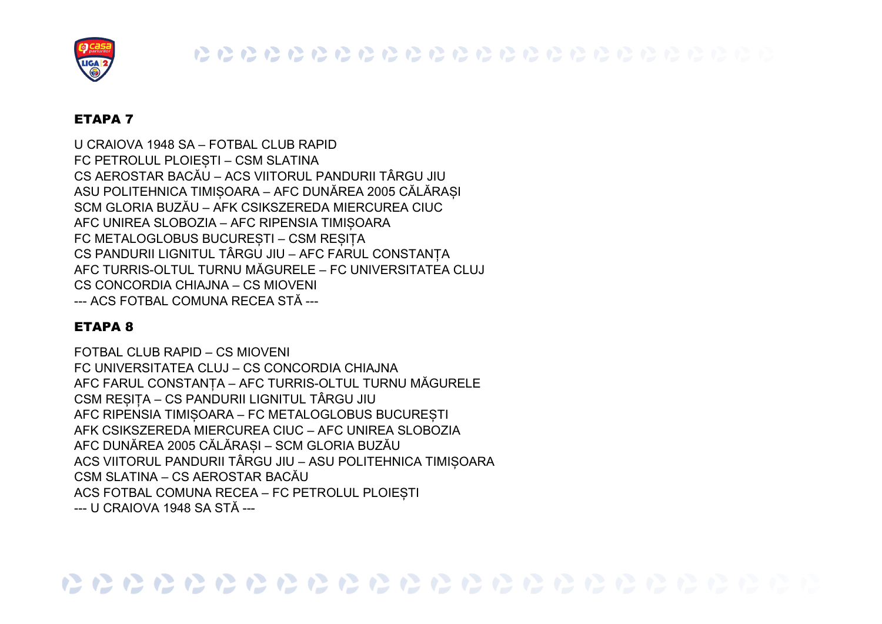## ETAPA 7

U CRAIOVA 1948 SA – FOTBAL CLUB RAPID
FC PETROLUL PLOIEȘTI – CSM SLATINA
CS AEROSTAR BACĂU – ACS VIITORUL PANDURII TÂRGU JIU
ASU POLITEHNICA TIMIȘOARA – AFC DUNĂREA 2005 CĂLĂRAȘI
SCM GLORIA BUZĂU – AFK CSIKSZEREDA MIERCUREA CIUC
AFC UNIREA SLOBOZIA – AFC RIPENSIA TIMIȘOARA
FC METALOGLOBUS BUCUREȘTI – CSM REȘIȚA
CS PANDURII LIGNITUL TÂRGU JIU – AFC FARUL CONSTANȚA
AFC TURRIS-OLTUL TURNU MĂGURELE – FC UNIVERSITATEA CLUJ
CS CONCORDIA CHIAJNA – CS MIOVENI
--- ACS FOTBAL COMUNA RECEA STĂ ---

## ETAPA 8

FOTBAL CLUB RAPID – CS MIOVENI
FC UNIVERSITATEA CLUJ – CS CONCORDIA CHIAJNA
AFC FARUL CONSTANȚA – AFC TURRIS-OLTUL TURNU MĂGURELE
CSM REȘIȚA – CS PANDURII LIGNITUL TÂRGU JIU
AFC RIPENSIA TIMIȘOARA – FC METALOGLOBUS BUCUREȘTI
AFK CSIKSZEREDA MIERCUREA CIUC – AFC UNIREA SLOBOZIA
AFC DUNĂREA 2005 CĂLĂRAȘI – SCM GLORIA BUZĂU
ACS VIITORUL PANDURII TÂRGU JIU – ASU POLITEHNICA TIMIȘOARA
CSM SLATINA – CS AEROSTAR BACĂU
ACS FOTBAL COMUNA RECEA – FC PETROLUL PLOIEȘTI
--- U CRAIOVA 1948 SA STĂ ---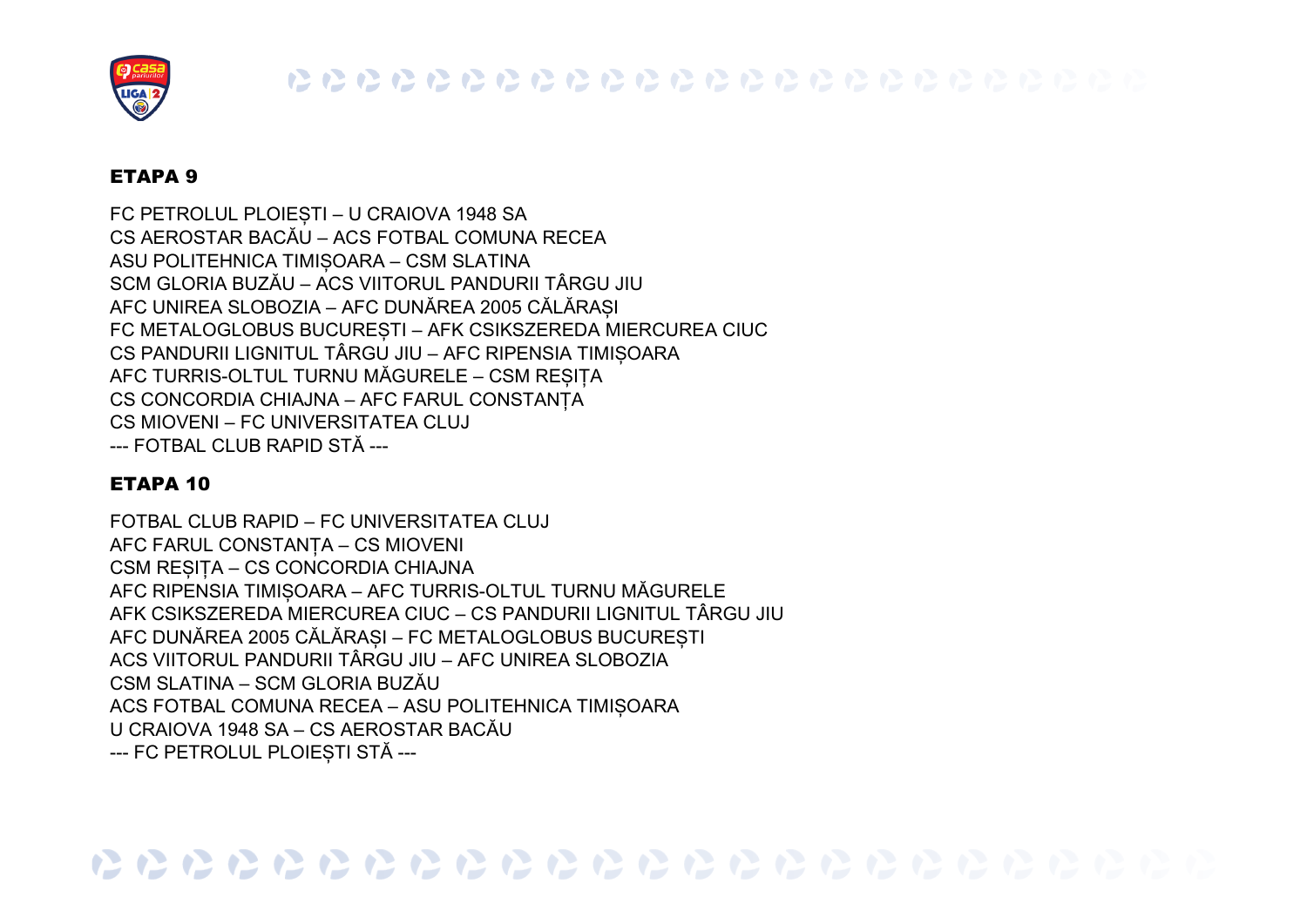## ETAPA 9

FC PETROLUL PLOIEȘTI – U CRAIOVA 1948 SA
CS AEROSTAR BACĂU – ACS FOTBAL COMUNA RECEA
ASU POLITEHNICA TIMIȘOARA – CSM SLATINA
SCM GLORIA BUZĂU – ACS VIITORUL PANDURII TÂRGU JIU
AFC UNIREA SLOBOZIA – AFC DUNĂREA 2005 CĂLĂRAȘI
FC METALOGLOBUS BUCUREȘTI – AFK CSIKSZEREDA MIERCUREA CIUC
CS PANDURII LIGNITUL TÂRGU JIU – AFC RIPENSIA TIMIȘOARA
AFC TURRIS-OLTUL TURNU MĂGURELE – CSM REȘIȚA
CS CONCORDIA CHIAJNA – AFC FARUL CONSTANȚA
CS MIOVENI – FC UNIVERSITATEA CLUJ
--- FOTBAL CLUB RAPID STĂ ---

## ETAPA 10

FOTBAL CLUB RAPID – FC UNIVERSITATEA CLUJ
AFC FARUL CONSTANȚA – CS MIOVENI
CSM REȘIȚA – CS CONCORDIA CHIAJNA
AFC RIPENSIA TIMIȘOARA – AFC TURRIS-OLTUL TURNU MĂGURELE
AFK CSIKSZEREDA MIERCUREA CIUC – CS PANDURII LIGNITUL TÂRGU JIU
AFC DUNĂREA 2005 CĂLĂRAȘI – FC METALOGLOBUS BUCUREȘTI
ACS VIITORUL PANDURII TÂRGU JIU – AFC UNIREA SLOBOZIA
CSM SLATINA – SCM GLORIA BUZĂU
ACS FOTBAL COMUNA RECEA – ASU POLITEHNICA TIMIȘOARA
U CRAIOVA 1948 SA – CS AEROSTAR BACĂU
--- FC PETROLUL PLOIEȘTI STĂ ---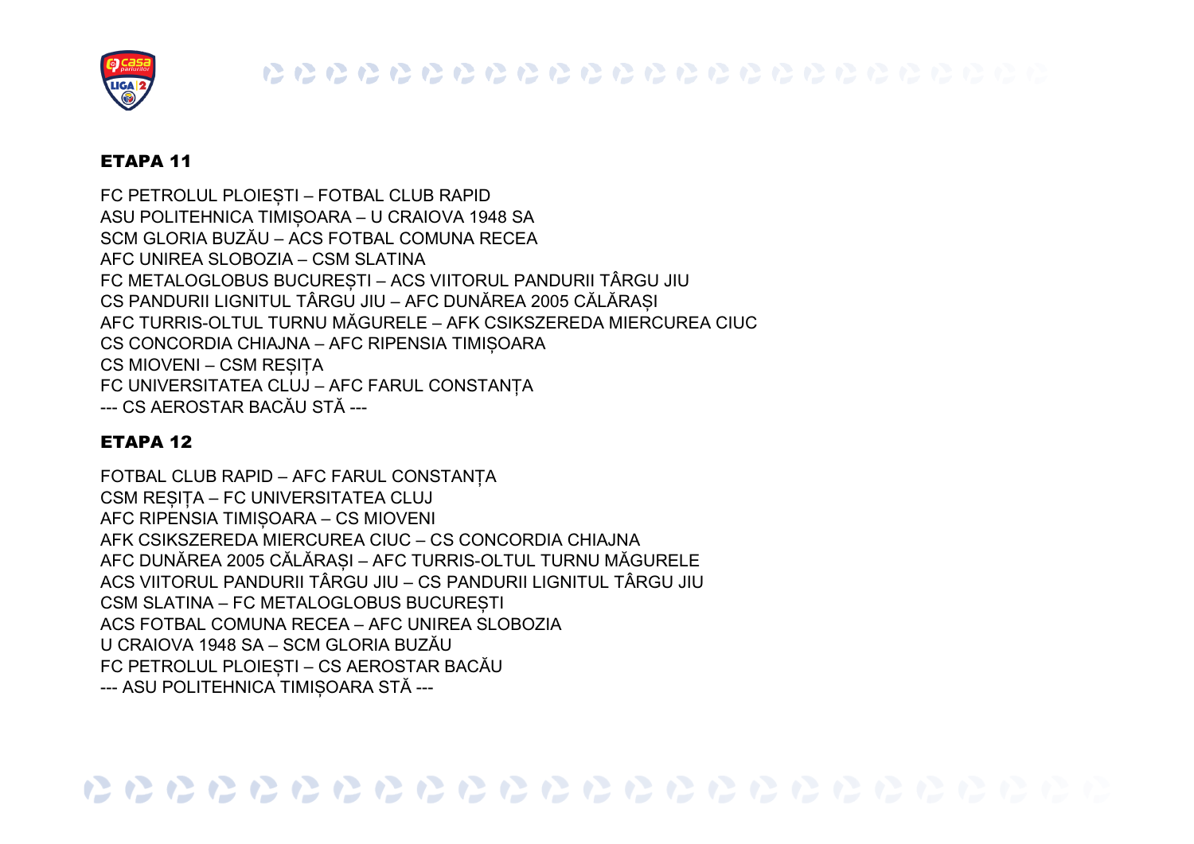## ETAPA 11

FC PETROLUL PLOIEȘTI – FOTBAL CLUB RAPID
ASU POLITEHNICA TIMIȘOARA – U CRAIOVA 1948 SA
SCM GLORIA BUZĂU – ACS FOTBAL COMUNA RECEA
AFC UNIREA SLOBOZIA – CSM SLATINA
FC METALOGLOBUS BUCUREȘTI – ACS VIITORUL PANDURII TÂRGU JIU
CS PANDURII LIGNITUL TÂRGU JIU – AFC DUNĂREA 2005 CĂLĂRAȘI
AFC TURRIS-OLTUL TURNU MĂGURELE – AFK CSIKSZEREDA MIERCUREA CIUC
CS CONCORDIA CHIAJNA – AFC RIPENSIA TIMIȘOARA
CS MIOVENI – CSM REȘIȚA
FC UNIVERSITATEA CLUJ – AFC FARUL CONSTANȚA
--- CS AEROSTAR BACĂU STĂ ---

## ETAPA 12

FOTBAL CLUB RAPID – AFC FARUL CONSTANȚA
CSM REȘIȚA – FC UNIVERSITATEA CLUJ
AFC RIPENSIA TIMIȘOARA – CS MIOVENI
AFK CSIKSZEREDA MIERCUREA CIUC – CS CONCORDIA CHIAJNA
AFC DUNĂREA 2005 CĂLĂRAȘI – AFC TURRIS-OLTUL TURNU MĂGURELE
ACS VIITORUL PANDURII TÂRGU JIU – CS PANDURII LIGNITUL TÂRGU JIU
CSM SLATINA – FC METALOGLOBUS BUCUREȘTI
ACS FOTBAL COMUNA RECEA – AFC UNIREA SLOBOZIA
U CRAIOVA 1948 SA – SCM GLORIA BUZĂU
FC PETROLUL PLOIEȘTI – CS AEROSTAR BACĂU
--- ASU POLITEHNICA TIMIȘOARA STĂ ---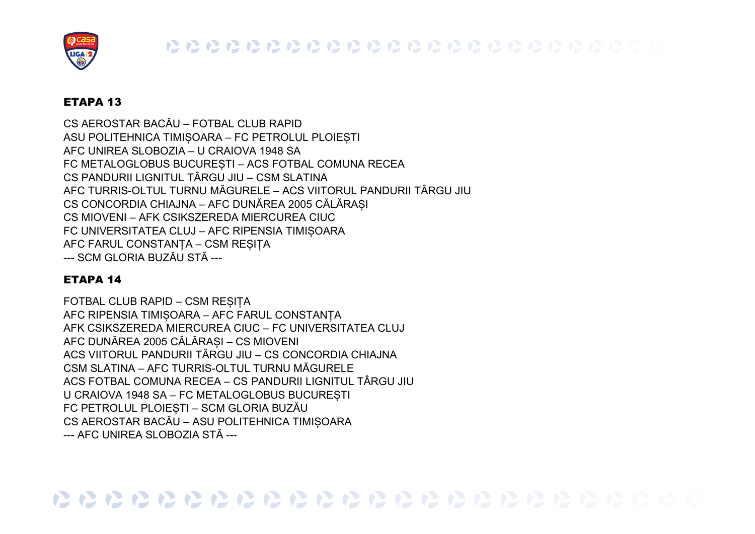## ETAPA 13

CS AEROSTAR BACĂU – FOTBAL CLUB RAPID
ASU POLITEHNICA TIMIȘOARA – FC PETROLUL PLOIEȘTI
AFC UNIREA SLOBOZIA – U CRAIOVA 1948 SA
FC METALOGLOBUS BUCUREȘTI – ACS FOTBAL COMUNA RECEA
CS PANDURII LIGNITUL TÂRGU JIU – CSM SLATINA
AFC TURRIS-OLTUL TURNU MĂGURELE – ACS VIITORUL PANDURII TÂRGU JIU
CS CONCORDIA CHIAJNA – AFC DUNĂREA 2005 CĂLĂRAȘI
CS MIOVENI – AFK CSIKSZEREDA MIERCUREA CIUC
FC UNIVERSITATEA CLUJ – AFC RIPENSIA TIMIȘOARA
AFC FARUL CONSTANȚA – CSM REȘIȚA
--- SCM GLORIA BUZĂU STĂ ---

## ETAPA 14

FOTBAL CLUB RAPID – CSM REȘIȚA
AFC RIPENSIA TIMIȘOARA – AFC FARUL CONSTANȚA
AFK CSIKSZEREDA MIERCUREA CIUC – FC UNIVERSITATEA CLUJ
AFC DUNĂREA 2005 CĂLĂRAȘI – CS MIOVENI
ACS VIITORUL PANDURII TÂRGU JIU – CS CONCORDIA CHIAJNA
CSM SLATINA – AFC TURRIS-OLTUL TURNU MĂGURELE
ACS FOTBAL COMUNA RECEA – CS PANDURII LIGNITUL TÂRGU JIU
U CRAIOVA 1948 SA – FC METALOGLOBUS BUCUREȘTI
FC PETROLUL PLOIEȘTI – SCM GLORIA BUZĂU
CS AEROSTAR BACĂU – ASU POLITEHNICA TIMIȘOARA
--- AFC UNIREA SLOBOZIA STĂ ---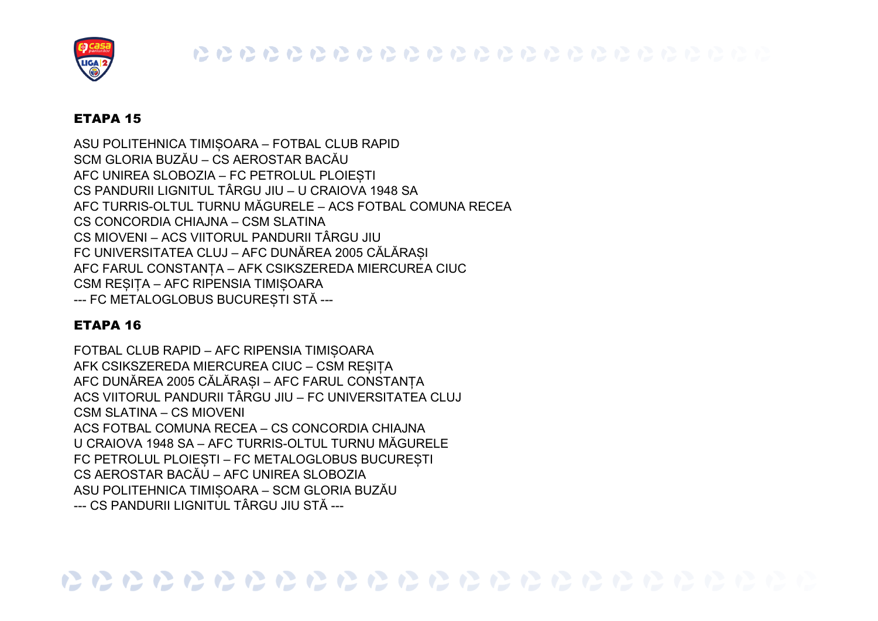## ETAPA 15

ASU POLITEHNICA TIMIȘOARA – FOTBAL CLUB RAPID
SCM GLORIA BUZĂU – CS AEROSTAR BACĂU
AFC UNIREA SLOBOZIA – FC PETROLUL PLOIEȘTI
CS PANDURII LIGNITUL TÂRGU JIU – U CRAIOVA 1948 SA
AFC TURRIS-OLTUL TURNU MĂGURELE – ACS FOTBAL COMUNA RECEA
CS CONCORDIA CHIAJNA – CSM SLATINA
CS MIOVENI – ACS VIITORUL PANDURII TÂRGU JIU
FC UNIVERSITATEA CLUJ – AFC DUNĂREA 2005 CĂLĂRAȘI
AFC FARUL CONSTANȚA – AFK CSIKSZEREDA MIERCUREA CIUC
CSM REȘIȚA – AFC RIPENSIA TIMIȘOARA
--- FC METALOGLOBUS BUCUREȘTI STĂ ---

## ETAPA 16

FOTBAL CLUB RAPID – AFC RIPENSIA TIMIȘOARA
AFK CSIKSZEREDA MIERCUREA CIUC – CSM REȘIȚA
AFC DUNĂREA 2005 CĂLĂRAȘI – AFC FARUL CONSTANȚA
ACS VIITORUL PANDURII TÂRGU JIU – FC UNIVERSITATEA CLUJ
CSM SLATINA – CS MIOVENI
ACS FOTBAL COMUNA RECEA – CS CONCORDIA CHIAJNA
U CRAIOVA 1948 SA – AFC TURRIS-OLTUL TURNU MĂGURELE
FC PETROLUL PLOIEȘTI – FC METALOGLOBUS BUCUREȘTI
CS AEROSTAR BACĂU – AFC UNIREA SLOBOZIA
ASU POLITEHNICA TIMIȘOARA – SCM GLORIA BUZĂU
--- CS PANDURII LIGNITUL TÂRGU JIU STĂ ---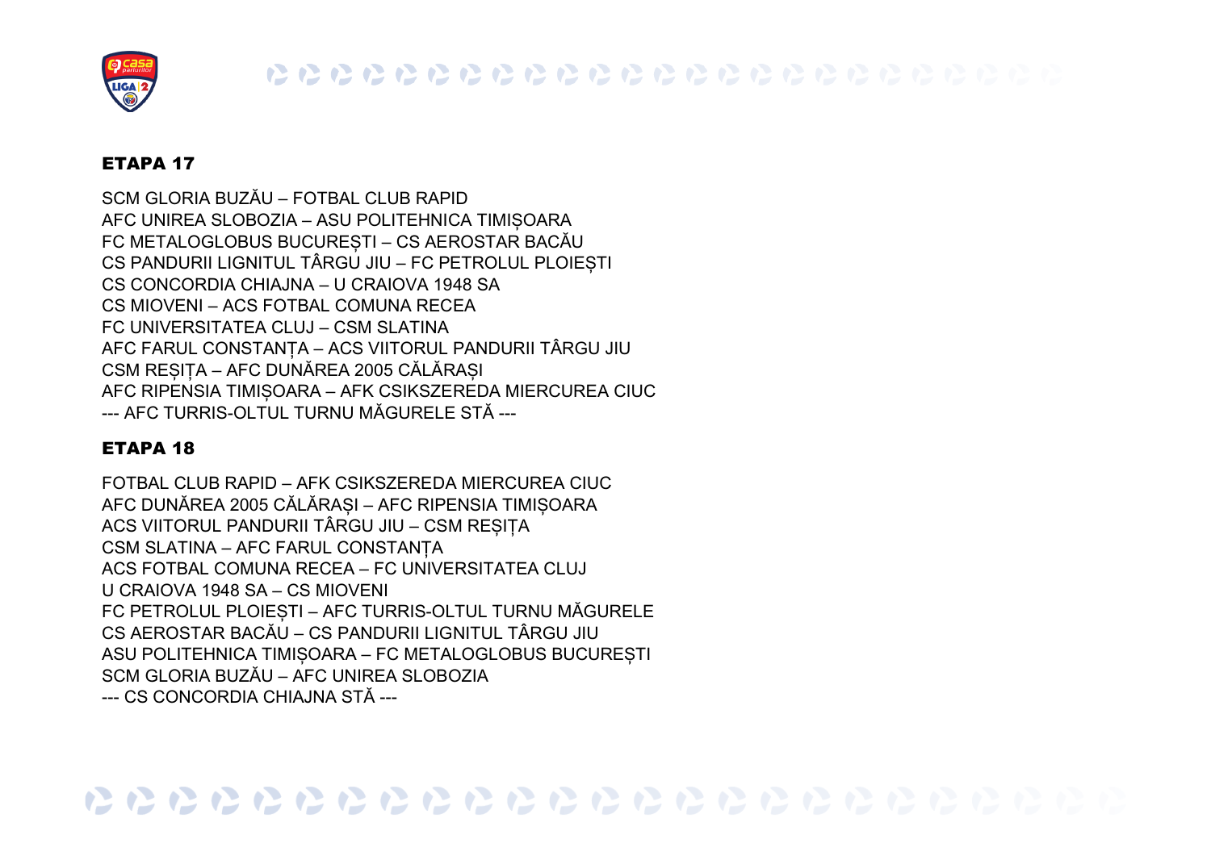## ETAPA 17

SCM GLORIA BUZĂU – FOTBAL CLUB RAPID
AFC UNIREA SLOBOZIA – ASU POLITEHNICA TIMIȘOARA
FC METALOGLOBUS BUCUREȘTI – CS AEROSTAR BACĂU
CS PANDURII LIGNITUL TÂRGU JIU – FC PETROLUL PLOIEȘTI
CS CONCORDIA CHIAJNA – U CRAIOVA 1948 SA
CS MIOVENI – ACS FOTBAL COMUNA RECEA
FC UNIVERSITATEA CLUJ – CSM SLATINA
AFC FARUL CONSTANȚA – ACS VIITORUL PANDURII TÂRGU JIU
CSM REȘIȚA – AFC DUNĂREA 2005 CĂLĂRAȘI
AFC RIPENSIA TIMIȘOARA – AFK CSIKSZEREDA MIERCUREA CIUC
--- AFC TURRIS-OLTUL TURNU MĂGURELE STĂ ---

## ETAPA 18

FOTBAL CLUB RAPID – AFK CSIKSZEREDA MIERCUREA CIUC
AFC DUNĂREA 2005 CĂLĂRAȘI – AFC RIPENSIA TIMIȘOARA
ACS VIITORUL PANDURII TÂRGU JIU – CSM REȘIȚA
CSM SLATINA – AFC FARUL CONSTANȚA
ACS FOTBAL COMUNA RECEA – FC UNIVERSITATEA CLUJ
U CRAIOVA 1948 SA – CS MIOVENI
FC PETROLUL PLOIEȘTI – AFC TURRIS-OLTUL TURNU MĂGURELE
CS AEROSTAR BACĂU – CS PANDURII LIGNITUL TÂRGU JIU
ASU POLITEHNICA TIMIȘOARA – FC METALOGLOBUS BUCUREȘTI
SCM GLORIA BUZĂU – AFC UNIREA SLOBOZIA
--- CS CONCORDIA CHIAJNA STĂ ---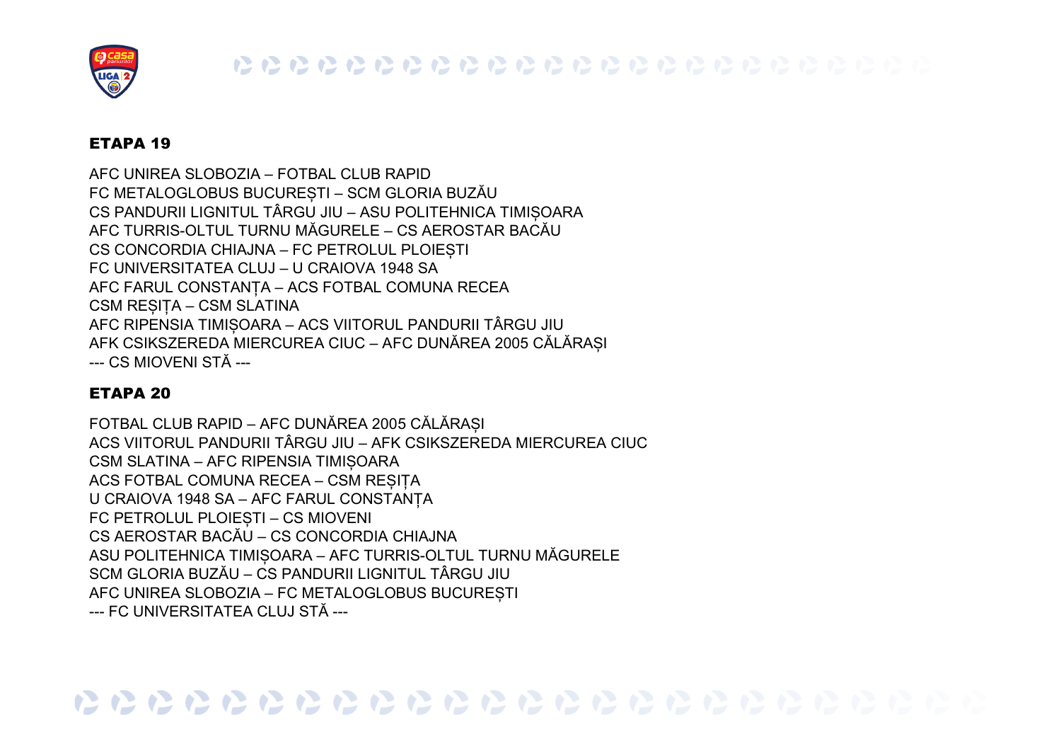## ETAPA 19

AFC UNIREA SLOBOZIA – FOTBAL CLUB RAPID
FC METALOGLOBUS BUCUREȘTI – SCM GLORIA BUZĂU
CS PANDURII LIGNITUL TÂRGU JIU – ASU POLITEHNICA TIMIȘOARA
AFC TURRIS-OLTUL TURNU MĂGURELE – CS AEROSTAR BACĂU
CS CONCORDIA CHIAJNA – FC PETROLUL PLOIEȘTI
FC UNIVERSITATEA CLUJ – U CRAIOVA 1948 SA
AFC FARUL CONSTANȚA – ACS FOTBAL COMUNA RECEA
CSM REȘIȚA – CSM SLATINA
AFC RIPENSIA TIMIȘOARA – ACS VIITORUL PANDURII TÂRGU JIU
AFK CSIKSZEREDA MIERCUREA CIUC – AFC DUNĂREA 2005 CĂLĂRAȘI
--- CS MIOVENI STĂ ---

## ETAPA 20

FOTBAL CLUB RAPID – AFC DUNĂREA 2005 CĂLĂRAȘI
ACS VIITORUL PANDURII TÂRGU JIU – AFK CSIKSZEREDA MIERCUREA CIUC
CSM SLATINA – AFC RIPENSIA TIMIȘOARA
ACS FOTBAL COMUNA RECEA – CSM REȘIȚA
U CRAIOVA 1948 SA – AFC FARUL CONSTANȚA
FC PETROLUL PLOIEȘTI – CS MIOVENI
CS AEROSTAR BACĂU – CS CONCORDIA CHIAJNA
ASU POLITEHNICA TIMIȘOARA – AFC TURRIS-OLTUL TURNU MĂGURELE
SCM GLORIA BUZĂU – CS PANDURII LIGNITUL TÂRGU JIU
AFC UNIREA SLOBOZIA – FC METALOGLOBUS BUCUREȘTI
--- FC UNIVERSITATEA CLUJ STĂ ---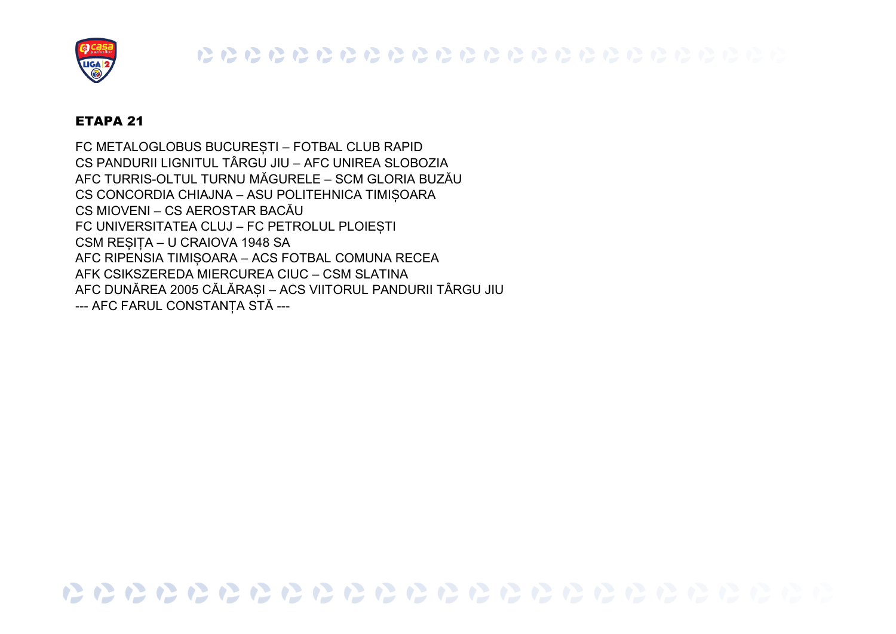## ETAPA 21

FC METALOGLOBUS BUCUREȘTI – FOTBAL CLUB RAPID
CS PANDURII LIGNITUL TÂRGU JIU – AFC UNIREA SLOBOZIA
AFC TURRIS-OLTUL TURNU MĂGURELE – SCM GLORIA BUZĂU
CS CONCORDIA CHIAJNA – ASU POLITEHNICA TIMIȘOARA
CS MIOVENI – CS AEROSTAR BACĂU
FC UNIVERSITATEA CLUJ – FC PETROLUL PLOIEȘTI
CSM REȘIȚA – U CRAIOVA 1948 SA
AFC RIPENSIA TIMIȘOARA – ACS FOTBAL COMUNA RECEA
AFK CSIKSZEREDA MIERCUREA CIUC – CSM SLATINA
AFC DUNĂREA 2005 CĂLĂRAȘI – ACS VIITORUL PANDURII TÂRGU JIU
--- AFC FARUL CONSTANȚA STĂ ---